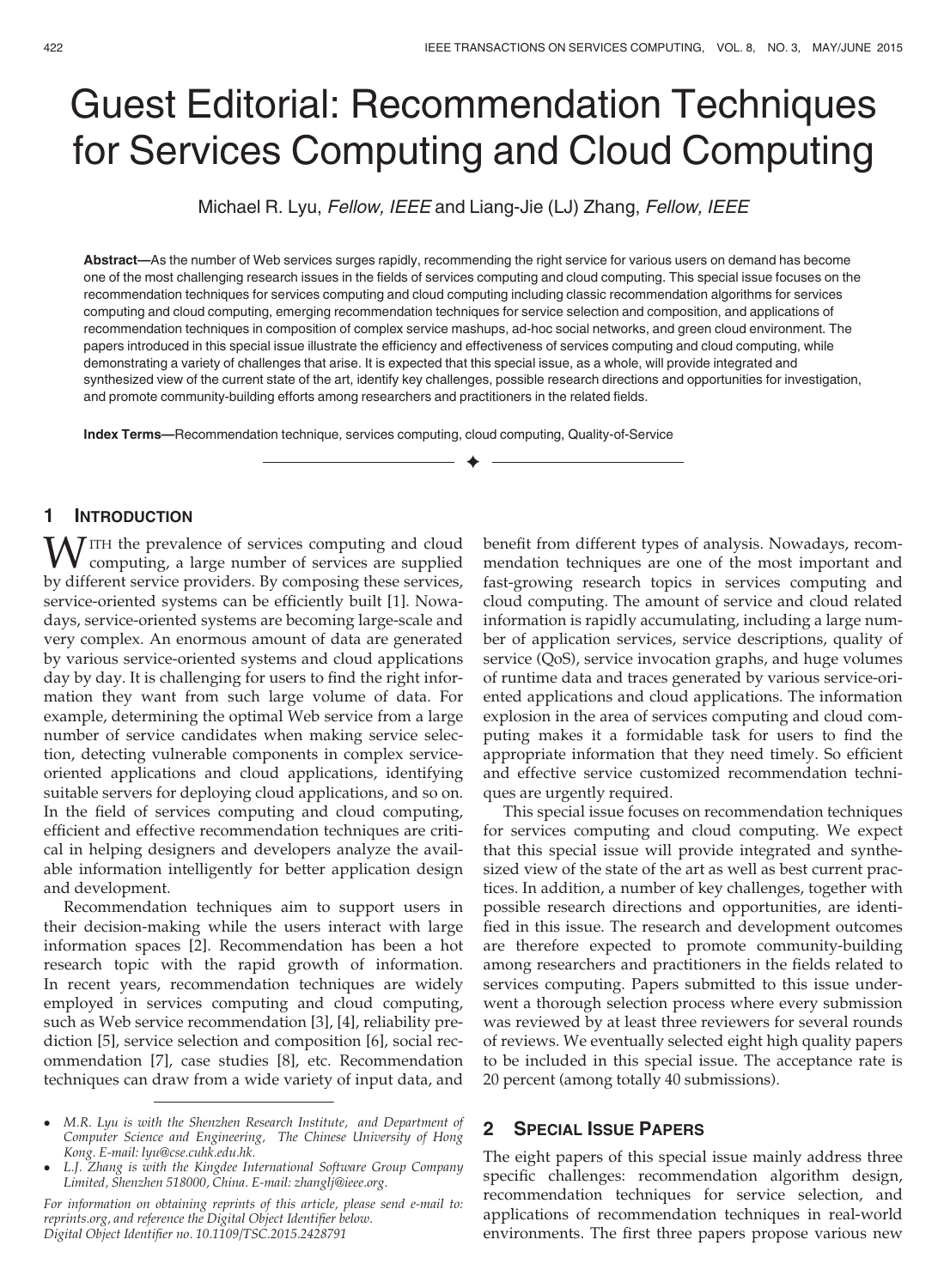# Guest Editorial: Recommendation Techniques for Services Computing and Cloud Computing

Michael R. Lyu, *Fellow, IEEE* and Liang-Jie (LJ) Zhang, *Fellow, IEEE*

**Abstract**—As the number of Web services surges rapidly, recommending the right service for various users on demand has become one of the most challenging research issues in the fields of services computing and cloud computing. This special issue focuses on the recommendation techniques for services computing and cloud computing including classic recommendation algorithms for services computing and cloud computing, emerging recommendation techniques for service selection and composition, and applications of recommendation techniques in composition of complex service mashups, ad-hoc social networks, and green cloud environment. The papers introduced in this special issue illustrate the efficiency and effectiveness of services computing and cloud computing, while demonstrating a variety of challenges that arise. It is expected that this special issue, as a whole, will provide integrated and synthesized view of the current state of the art, identify key challenges, possible research directions and opportunities for investigation, and promote community-building efforts among researchers and practitioners in the related fields.

**Index Terms**—Recommendation technique, services computing, cloud computing, Quality-of-Service

## 1 Introduction

With the prevalence of services computing and cloud computing, a large number of services are supplied by different service providers. By composing these services, service-oriented systems can be efficiently built [1]. Nowadays, service-oriented systems are becoming large-scale and very complex. An enormous amount of data are generated by various service-oriented systems and cloud applications day by day. It is challenging for users to find the right information they want from such large volume of data. For example, determining the optimal Web service from a large number of service candidates when making service selection, detecting vulnerable components in complex service-oriented applications and cloud applications, identifying suitable servers for deploying cloud applications, and so on. In the field of services computing and cloud computing, efficient and effective recommendation techniques are critical in helping designers and developers analyze the available information intelligently for better application design and development.

Recommendation techniques aim to support users in their decision-making while the users interact with large information spaces [2]. Recommendation has been a hot research topic with the rapid growth of information. In recent years, recommendation techniques are widely employed in services computing and cloud computing, such as Web service recommendation [3], [4], reliability prediction [5], service selection and composition [6], social recommendation [7], case studies [8], etc. Recommendation techniques can draw from a wide variety of input data, and benefit from different types of analysis. Nowadays, recommendation techniques are one of the most important and fast-growing research topics in services computing and cloud computing. The amount of service and cloud related information is rapidly accumulating, including a large number of application services, service descriptions, quality of service (QoS), service invocation graphs, and huge volumes of runtime data and traces generated by various service-oriented applications and cloud applications. The information explosion in the area of services computing and cloud computing makes it a formidable task for users to find the appropriate information that they need timely. So efficient and effective service customized recommendation techniques are urgently required.

This special issue focuses on recommendation techniques for services computing and cloud computing. We expect that this special issue will provide integrated and synthesized view of the state of the art as well as best current practices. In addition, a number of key challenges, together with possible research directions and opportunities, are identified in this issue. The research and development outcomes are therefore expected to promote community-building among researchers and practitioners in the fields related to services computing. Papers submitted to this issue underwent a thorough selection process where every submission was reviewed by at least three reviewers for several rounds of reviews. We eventually selected eight high quality papers to be included in this special issue. The acceptance rate is 20 percent (among totally 40 submissions).

## 2 Special Issue Papers

The eight papers of this special issue mainly address three specific challenges: recommendation algorithm design, recommendation techniques for service selection, and applications of recommendation techniques in real-world environments. The first three papers propose various new

- *M.R. Lyu is with the Shenzhen Research Institute, and Department of Computer Science and Engineering, The Chinese University of Hong Kong. E-mail: lyu@cse.cuhk.edu.hk.*
- *L.J. Zhang is with the Kingdee International Software Group Company Limited, Shenzhen 518000, China. E-mail: zhanglj@ieee.org.*

*For information on obtaining reprints of this article, please send e-mail to: reprints.org, and reference the Digital Object Identifier below. Digital Object Identifier no. 10.1109/TSC.2015.2428791*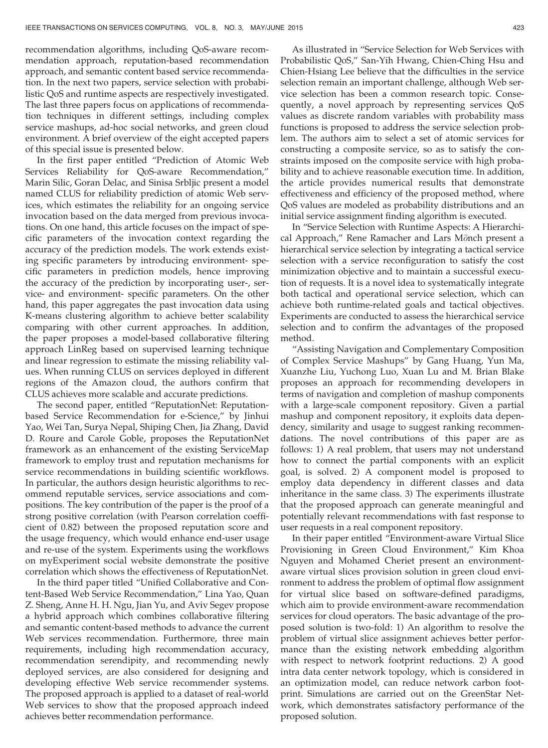recommendation algorithms, including QoS-aware recommendation approach, reputation-based recommendation approach, and semantic content based service recommendation. In the next two papers, service selection with probabilistic QoS and runtime aspects are respectively investigated. The last three papers focus on applications of recommendation techniques in different settings, including complex service mashups, ad-hoc social networks, and green cloud environment. A brief overview of the eight accepted papers of this special issue is presented below.

In the first paper entitled "Prediction of Atomic Web Services Reliability for QoS-aware Recommendation," Marin Silic, Goran Delac, and Sinisa Srbljic present a model named CLUS for reliability prediction of atomic Web services, which estimates the reliability for an ongoing service invocation based on the data merged from previous invocations. On one hand, this article focuses on the impact of specific parameters of the invocation context regarding the accuracy of the prediction models. The work extends existing specific parameters by introducing environment- specific parameters in prediction models, hence improving the accuracy of the prediction by incorporating user-, service- and environment- specific parameters. On the other hand, this paper aggregates the past invocation data using K-means clustering algorithm to achieve better scalability comparing with other current approaches. In addition, the paper proposes a model-based collaborative filtering approach LinReg based on supervised learning technique and linear regression to estimate the missing reliability values. When running CLUS on services deployed in different regions of the Amazon cloud, the authors confirm that CLUS achieves more scalable and accurate predictions.

The second paper, entitled "ReputationNet: Reputation-based Service Recommendation for e-Science," by Jinhui Yao, Wei Tan, Surya Nepal, Shiping Chen, Jia Zhang, David D. Roure and Carole Goble, proposes the ReputationNet framework as an enhancement of the existing ServiceMap framework to employ trust and reputation mechanisms for service recommendations in building scientific workflows. In particular, the authors design heuristic algorithms to recommend reputable services, service associations and compositions. The key contribution of the paper is the proof of a strong positive correlation (with Pearson correlation coefficient of 0.82) between the proposed reputation score and the usage frequency, which would enhance end-user usage and re-use of the system. Experiments using the workflows on myExperiment social website demonstrate the positive correlation which shows the effectiveness of ReputationNet.

In the third paper titled "Unified Collaborative and Content-Based Web Service Recommendation," Lina Yao, Quan Z. Sheng, Anne H. H. Ngu, Jian Yu, and Aviv Segev propose a hybrid approach which combines collaborative filtering and semantic content-based methods to advance the current Web services recommendation. Furthermore, three main requirements, including high recommendation accuracy, recommendation serendipity, and recommending newly deployed services, are also considered for designing and developing effective Web service recommender systems. The proposed approach is applied to a dataset of real-world Web services to show that the proposed approach indeed achieves better recommendation performance.

As illustrated in "Service Selection for Web Services with Probabilistic QoS," San-Yih Hwang, Chien-Ching Hsu and Chien-Hsiang Lee believe that the difficulties in the service selection remain an important challenge, although Web service selection has been a common research topic. Consequently, a novel approach by representing services QoS values as discrete random variables with probability mass functions is proposed to address the service selection problem. The authors aim to select a set of atomic services for constructing a composite service, so as to satisfy the constraints imposed on the composite service with high probability and to achieve reasonable execution time. In addition, the article provides numerical results that demonstrate effectiveness and efficiency of the proposed method, where QoS values are modeled as probability distributions and an initial service assignment finding algorithm is executed.

In "Service Selection with Runtime Aspects: A Hierarchical Approach," Rene Ramacher and Lars Mönch present a hierarchical service selection by integrating a tactical service selection with a service reconfiguration to satisfy the cost minimization objective and to maintain a successful execution of requests. It is a novel idea to systematically integrate both tactical and operational service selection, which can achieve both runtime-related goals and tactical objectives. Experiments are conducted to assess the hierarchical service selection and to confirm the advantages of the proposed method.

"Assisting Navigation and Complementary Composition of Complex Service Mashups" by Gang Huang, Yun Ma, Xuanzhe Liu, Yuchong Luo, Xuan Lu and M. Brian Blake proposes an approach for recommending developers in terms of navigation and completion of mashup components with a large-scale component repository. Given a partial mashup and component repository, it exploits data dependency, similarity and usage to suggest ranking recommendations. The novel contributions of this paper are as follows: 1) A real problem, that users may not understand how to connect the partial components with an explicit goal, is solved. 2) A component model is proposed to employ data dependency in different classes and data inheritance in the same class. 3) The experiments illustrate that the proposed approach can generate meaningful and potentially relevant recommendations with fast response to user requests in a real component repository.

In their paper entitled "Environment-aware Virtual Slice Provisioning in Green Cloud Environment," Kim Khoa Nguyen and Mohamed Cheriet present an environment-aware virtual slices provision solution in green cloud environment to address the problem of optimal flow assignment for virtual slice based on software-defined paradigms, which aim to provide environment-aware recommendation services for cloud operators. The basic advantage of the proposed solution is two-fold: 1) An algorithm to resolve the problem of virtual slice assignment achieves better performance than the existing network embedding algorithm with respect to network footprint reductions. 2) A good intra data center network topology, which is considered in an optimization model, can reduce network carbon footprint. Simulations are carried out on the GreenStar Network, which demonstrates satisfactory performance of the proposed solution.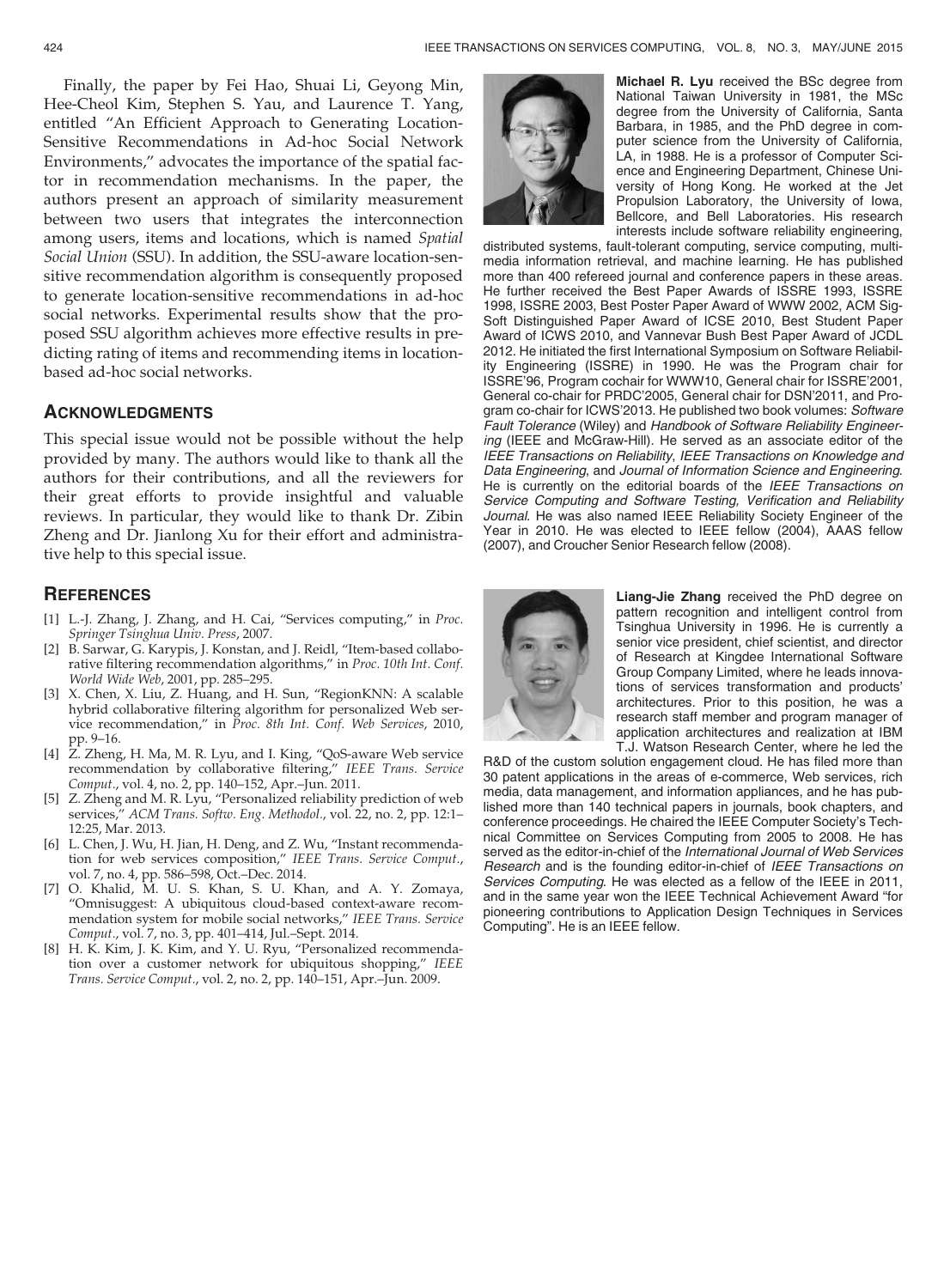Finally, the paper by Fei Hao, Shuai Li, Geyong Min, Hee-Cheol Kim, Stephen S. Yau, and Laurence T. Yang, entitled "An Efficient Approach to Generating Location-Sensitive Recommendations in Ad-hoc Social Network Environments," advocates the importance of the spatial factor in recommendation mechanisms. In the paper, the authors present an approach of similarity measurement between two users that integrates the interconnection among users, items and locations, which is named *Spatial Social Union* (SSU). In addition, the SSU-aware location-sensitive recommendation algorithm is consequently proposed to generate location-sensitive recommendations in ad-hoc social networks. Experimental results show that the proposed SSU algorithm achieves more effective results in predicting rating of items and recommending items in location-based ad-hoc social networks.

## ACKNOWLEDGMENTS

This special issue would not be possible without the help provided by many. The authors would like to thank all the authors for their contributions, and all the reviewers for their great efforts to provide insightful and valuable reviews. In particular, they would like to thank Dr. Zibin Zheng and Dr. Jianlong Xu for their effort and administrative help to this special issue.

## REFERENCES

[1] L.-J. Zhang, J. Zhang, and H. Cai, "Services computing," in *Proc. Springer Tsinghua Univ. Press*, 2007.

[2] B. Sarwar, G. Karypis, J. Konstan, and J. Reidl, "Item-based collaborative filtering recommendation algorithms," in *Proc. 10th Int. Conf. World Wide Web*, 2001, pp. 285–295.

[3] X. Chen, X. Liu, Z. Huang, and H. Sun, "RegionKNN: A scalable hybrid collaborative filtering algorithm for personalized Web service recommendation," in *Proc. 8th Int. Conf. Web Services*, 2010, pp. 9–16.

[4] Z. Zheng, H. Ma, M. R. Lyu, and I. King, "QoS-aware Web service recommendation by collaborative filtering," *IEEE Trans. Service Comput.*, vol. 4, no. 2, pp. 140–152, Apr.–Jun. 2011.

[5] Z. Zheng and M. R. Lyu, "Personalized reliability prediction of web services," *ACM Trans. Softw. Eng. Methodol.*, vol. 22, no. 2, pp. 12:1–12:25, Mar. 2013.

[6] L. Chen, J. Wu, H. Jian, H. Deng, and Z. Wu, "Instant recommendation for web services composition," *IEEE Trans. Service Comput.*, vol. 7, no. 4, pp. 586–598, Oct.–Dec. 2014.

[7] O. Khalid, M. U. S. Khan, S. U. Khan, and A. Y. Zomaya, "Omnisuggest: A ubiquitous cloud-based context-aware recommendation system for mobile social networks," *IEEE Trans. Service Comput.*, vol. 7, no. 3, pp. 401–414, Jul.–Sept. 2014.

[8] H. K. Kim, J. K. Kim, and Y. U. Ryu, "Personalized recommendation over a customer network for ubiquitous shopping," *IEEE Trans. Service Comput.*, vol. 2, no. 2, pp. 140–151, Apr.–Jun. 2009.

**Michael R. Lyu** received the BSc degree from National Taiwan University in 1981, the MSc degree from the University of California, Santa Barbara, in 1985, and the PhD degree in computer science from the University of California, LA, in 1988. He is a professor of Computer Science and Engineering Department, Chinese University of Hong Kong. He worked at the Jet Propulsion Laboratory, the University of Iowa, Bellcore, and Bell Laboratories. His research interests include software reliability engineering, distributed systems, fault-tolerant computing, service computing, multimedia information retrieval, and machine learning. He has published more than 400 refereed journal and conference papers in these areas. He further received the Best Paper Awards of ISSRE 1993, ISSRE 1998, ISSRE 2003, Best Poster Paper Award of WWW 2002, ACM SigSoft Distinguished Paper Award of ICSE 2010, Best Student Paper Award of ICWS 2010, and Vannevar Bush Best Paper Award of JCDL 2012. He initiated the first International Symposium on Software Reliability Engineering (ISSRE) in 1990. He was the Program chair for ISSRE'96, Program cochair for WWW10, General chair for ISSRE'2001, General co-chair for PRDC'2005, General chair for DSN'2011, and Program co-chair for ICWS'2013. He published two book volumes: *Software Fault Tolerance* (Wiley) and *Handbook of Software Reliability Engineering* (IEEE and McGraw-Hill). He served as an associate editor of the *IEEE Transactions on Reliability*, *IEEE Transactions on Knowledge and Data Engineering*, and *Journal of Information Science and Engineering*. He is currently on the editorial boards of the *IEEE Transactions on Service Computing and Software Testing, Verification and Reliability Journal*. He was also named IEEE Reliability Society Engineer of the Year in 2010. He was elected to IEEE fellow (2004), AAAS fellow (2007), and Croucher Senior Research fellow (2008).

**Liang-Jie Zhang** received the PhD degree on pattern recognition and intelligent control from Tsinghua University in 1996. He is currently a senior vice president, chief scientist, and director of Research at Kingdee International Software Group Company Limited, where he leads innovations of services transformation and products' architectures. Prior to this position, he was a research staff member and program manager of application architectures and realization at IBM T.J. Watson Research Center, where he led the R&D of the custom solution engagement cloud. He has filed more than 30 patent applications in the areas of e-commerce, Web services, rich media, data management, and information appliances, and he has published more than 140 technical papers in journals, book chapters, and conference proceedings. He chaired the IEEE Computer Society's Technical Committee on Services Computing from 2005 to 2008. He has served as the editor-in-chief of the *International Journal of Web Services Research* and is the founding editor-in-chief of *IEEE Transactions on Services Computing*. He was elected as a fellow of the IEEE in 2011, and in the same year won the IEEE Technical Achievement Award "for pioneering contributions to Application Design Techniques in Services Computing". He is an IEEE fellow.